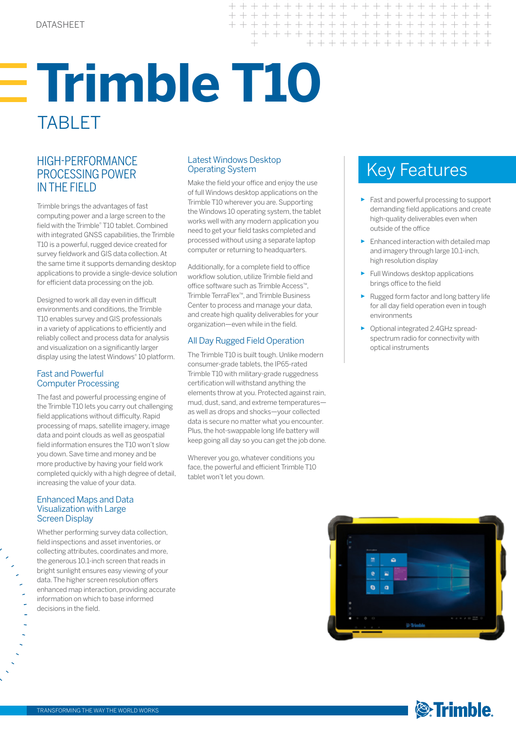DATASHEET

# Trimble T10

## TABLET

## HIGH-PERFORMANCE PROCESSING POWER IN THE FIELD

Trimble brings the advantages of fast computing power and a large screen to the field with the Trimble® T10 tablet. Combined with integrated GNSS capabilities, the Trimble T10 is a powerful, rugged device created for survey fieldwork and GIS data collection. At the same time it supports demanding desktop applications to provide a single-device solution for efficient data processing on the job.

Designed to work all day even in difficult environments and conditions, the Trimble T10 enables survey and GIS professionals in a variety of applications to efficiently and reliably collect and process data for analysis and visualization on a significantly larger display using the latest Windows® 10 platform.

### Fast and Powerful Computer Processing

The fast and powerful processing engine of the Trimble T10 lets you carry out challenging field applications without difficulty. Rapid processing of maps, satellite imagery, image data and point clouds as well as geospatial field information ensures the T10 won't slow you down. Save time and money and be more productive by having your field work completed quickly with a high degree of detail, increasing the value of your data.

### Enhanced Maps and Data Visualization with Large Screen Display

Whether performing survey data collection, field inspections and asset inventories, or collecting attributes, coordinates and more, the generous 10.1-inch screen that reads in bright sunlight ensures easy viewing of your data. The higher screen resolution offers enhanced map interaction, providing accurate information on which to base informed decisions in the field.

### Latest Windows Desktop Operating System

Make the field your office and enjoy the use of full Windows desktop applications on the Trimble T10 wherever you are. Supporting the Windows 10 operating system, the tablet works well with any modern application you need to get your field tasks completed and processed without using a separate laptop computer or returning to headquarters.

Additionally, for a complete field to office workflow solution, utilize Trimble field and office software such as Trimble Access™, Trimble TerraFlex™, and Trimble Business Center to process and manage your data, and create high quality deliverables for your organization—even while in the field.

### All Day Rugged Field Operation

The Trimble T10 is built tough. Unlike modern consumer-grade tablets, the IP65-rated Trimble T10 with military-grade ruggedness certification will withstand anything the elements throw at you. Protected against rain, mud, dust, sand, and extreme temperatures—as well as drops and shocks—your collected data is secure no matter what you encounter. Plus, the hot-swappable long life battery will keep going all day so you can get the job done.

Wherever you go, whatever conditions you face, the powerful and efficient Trimble T10 tablet won't let you down.

## Key Features

- Fast and powerful processing to support demanding field applications and create high-quality deliverables even when outside of the office
- Enhanced interaction with detailed map and imagery through large 10.1-inch, high resolution display
- Full Windows desktop applications brings office to the field
- Rugged form factor and long battery life for all day field operation even in tough environments
- Optional integrated 2.4GHz spread-spectrum radio for connectivity with optical instruments

TRANSFORMING THE WAY THE WORLD WORKS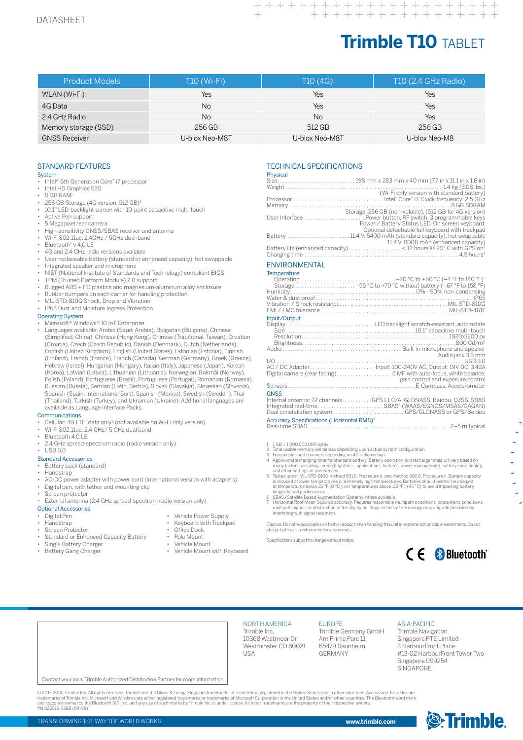DATASHEET

# Trimble T10 TABLET

| Product Models | T10 (Wi-Fi) | T10 (4G) | T10 (2.4 GHz Radio) |
|---|---|---|---|
| WLAN (Wi-Fi) | Yes | Yes | Yes |
| 4G Data | No | Yes | Yes |
| 2.4 GHz Radio | No | No | Yes |
| Memory storage (SSD) | 256 GB | 512 GB | 256 GB |
| GNSS Receiver | U-blox Neo-M8T | U-blox Neo-M8T | U-blox Neo-M8 |

## STANDARD FEATURES

### System

- Intel® 6th Generation Core™ i7 processor
- Intel HD Graphics 520
- 8 GB RAM[1]
- 256 GB Storage (4G version: 512 GB)[2]
- 10.1" LED-backlight screen with 10-point capacitive multi-touch
- Active Pen support
- 5 Megapixel rear camera
- High-sensitivity GNSS/SBAS receiver and antenna
- Wi-Fi 802.11ac, 2.4GHz / 5GHz dual-band
- Bluetooth® v 4.0 LE
- 4G and 2.4 GHz radio versions available
- User replaceable battery (standard or enhanced capacity), hot swappable
- Integrated speaker and microphone
- NIST (National Institute of Standards and Technology) compliant BIOS
- TPM (Trusted Platform Module) 2.0 support
- Rugged ABS + PC plastics and magnesium-aluminum alloy enclosure
- Rubber bumpers on each corner for handling protection
- MIL-STD-810G Shock, Drop and Vibration
- IP65 Dust and Moisture Ingress Protection

### Operating System

- Microsoft® Windows® 10 IoT Enterprise
- Languages available: Arabic (Saudi Arabia), Bulgarian (Bulgaria), Chinese (Simplified, China), Chinese (Hong Kong), Chinese (Traditional, Taiwan), Croatian (Croatia), Czech (Czech Republic), Danish (Denmark), Dutch (Netherlands), English (United Kingdom), English (United States), Estonian (Estonia), Finnish (Finland), French (France), French (Canada), German (Germany), Greek (Greece), Hebrew (Israel), Hungarian (Hungary), Italian (Italy), Japanese (Japan), Korean (Korea), Latvian (Latvia), Lithuanian (Lithuania), Norwegian, Bokmål (Norway), Polish (Poland), Portuguese (Brazil), Portuguese (Portugal), Romanian (Romania), Russian (Russia), Serbian (Latin, Serbia), Slovak (Slovakia), Slovenian (Slovenia), Spanish (Spain, International Sort), Spanish (Mexico), Swedish (Sweden), Thai (Thailand), Turkish (Turkey), and Ukrainian (Ukraine). Additional languages are available as Language Interface Packs.

### Communications

- Cellular: 4G LTE, data only[3] (not available on Wi-Fi only version)
- Wi-Fi 802.11ac, 2.4 GHz/ 5 GHz dual band
- Bluetooth 4.0 LE
- 2.4 GHz spread-spectrum radio (radio version only)
- USB 3.0

### Standard Accessories

- Battery pack (standard)
- Handstrap
- AC-DC power adapter with power cord (international version with adapters)
- Digital pen, with tether and mounting clip
- Screen protector
- External antenna (2.4 GHz spread-spectrum radio version only)

### Optional Accessories

- Digital Pen
- Handstrap
- Screen Protector
- Standard or Enhanced Capacity Battery
- Single Battery Charger
- Battery Gang Charger
- Vehicle Power Supply
- Keyboard with Trackpad
- Office Dock
- Pole Mount
- Vehicle Mount
- Vehicle Mount with Keyboard

## TECHNICAL SPECIFICATIONS

### Physical

Size .......... 198 mm x 283 mm x 40 mm (7.7 in x 11.1 in x 1.6 in)
Weight .......... 1.4 kg (3.08 lbs.) (Wi-Fi only version with standard battery)
Processor .......... Intel® Core™ i7, Clock frequency: 2.5 GHz
Memory .......... 8 GB SDRAM
Storage: 256 GB (non-volatile), (512 GB for 4G version)
User Interface .......... Power button, RF switch, 3 programmable keys
Power / Battery Status LED, On screen keyboard, Optional detachable full keyboard with trackpad
Battery .......... 11.4 V, 5400 mAh (standard capacity), hot swappable
11.4 V, 8000 mAh (enhanced capacity)
Battery life (enhanced capacity) .......... < 12 hours @ 20° C with GPS on[4]
Charging time .......... 4.5 hours[4]

## ENVIRONMENTAL

### Temperature

Operating .......... –20 °C to +60 °C (–4 °F to 140 °F)[5]
Storage .......... –55 °C to +70 °C without battery (–67 °F to 158 °F)
Humidity .......... 0% - 90% non-condensing
Water & dust proof .......... IP65
Vibration / Shock resistance .......... MIL-STD-810G
EMI / EMC tolerance .......... MIL-STD-461F

### Input/Output

Display .......... LED backlight scratch-resistant, auto rotate
Size .......... 10.1" capacitive multi-touch
Resolution .......... 1920x1200 px
Brightness .......... 800 Cd/m²
Audio .......... Built-in microphone and speaker
Audio jack 3.5 mm
I/O .......... USB 3.0
AC / DC Adapter .......... Input: 100-240V AC, Output: 19V DC, 3.42A
Digital camera (rear facing) .......... 5 MP with auto-focus, white balance, gain control and exposure control
Sensors .......... E-Compass, Accelerometer

### GNSS

Internal antenna: 72 channels .......... GPS L1 C/A, GLONASS, Beidou, QZSS, SBAS
Integrated real-time .......... SBAS[6] (WAAS/EGNOS/MSAS/GAGAN)
Dual constellation system .......... GPS/GLONASS or GPS/Beidou

### Accuracy Specifications (Horizontal RMS)[7]

Real-time SBAS .......... 2–5 m typical

1 1 GB = 1,000,000,000 bytes.
2 Total usable memory will be less depending upon actual system configuration.
3 Frequencies and channels depending on 4G radio version.
4 Approximate charging time for standard battery. Battery operation and recharge times will vary based on many factors, including screen brightness, applications, features, power management, battery conditioning and other settings or preferences.
5 Tested under MIL-STD-810G method 501.6, Procedure II, and method 502.6, Procedure II. Battery capacity is reduced at lower temperatures or extremely high temperatures. Batteries should neither be charged at temperatures below 32 °F (0 °C ) nor temperatures above 113 °F (+45 °C) to avoid impacting battery longevity and performance.
6 SBAS (Satellite Based Augmentation System), where available.
7 Horizontal Root Mean Squared accuracy. Requires reasonable multipath conditions. Ionospheric conditions, multipath signals or obstruction of the sky by buildings or heavy tree canopy may degrade precision by interfering with signal reception.

Caution: Do not expose bare skin to this product when handling this unit in extreme hot or cold environments. Do not charge batteries in extreme hot environments.

Specifications subject to change without notice.

CE Bluetooth®

Contact your local Trimble Authorized Distribution Partner for more information

NORTH AMERICA
Trimble Inc.
10368 Westmoor Dr
Westminster CO 80021
USA

EUROPE
Trimble Germany GmbH
Am Prime Parc 11
65479 Raunheim
GERMANY

ASIA-PACIFIC
Trimble Navigation
Singapore PTE Limited
3 HarbourFront Place
#13-02 HarbourFront Tower Two
Singapore 099254
SINGAPORE

© 2017-2018, Trimble Inc. All rights reserved. Trimble and the Globe & Triangle logo are trademarks of Trimble Inc., registered in the United States and in other countries. Access and TerraFlex are trademarks of Trimble Inc. Microsoft and Windows are either registered trademarks or trademarks of Microsoft Corporation in the United States and/or other countries. The Bluetooth word mark and logos are owned by the Bluetooth SIG, Inc. and any use of such marks by Trimble Inc. is under license. All other trademarks are the property of their respective owners.
PN 022516-336B (04/18)

TRANSFORMING THE WAY THE WORLD WORKS

www.trimble.com

Trimble.